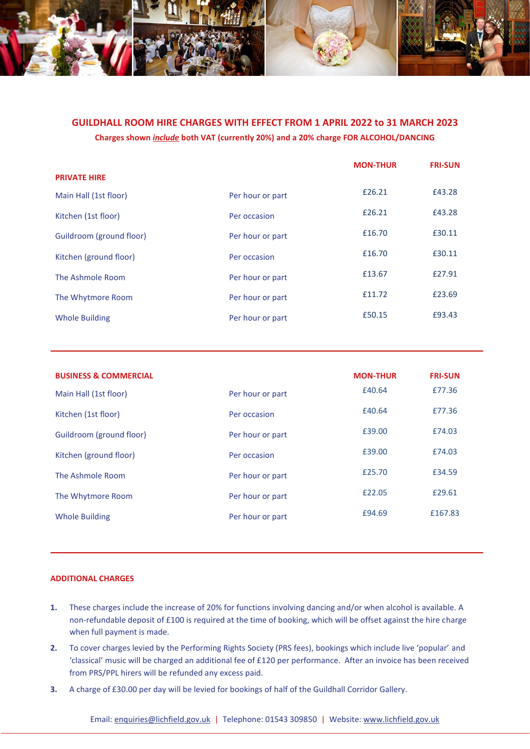# GUILDHALL ROOM HIRE CHARGES WITH EFFECT FROM 1 APRIL 2022 to 31 MARCH 2023

**Charges shown *include* both VAT (currently 20%) and a 20% charge FOR ALCOHOL/DANCING**

| PRIVATE HIRE | | MON-THUR | FRI-SUN |
|---|---|---|---|
| Main Hall (1st floor) | Per hour or part | £26.21 | £43.28 |
| Kitchen (1st floor) | Per occasion | £26.21 | £43.28 |
| Guildroom (ground floor) | Per hour or part | £16.70 | £30.11 |
| Kitchen (ground floor) | Per occasion | £16.70 | £30.11 |
| The Ashmole Room | Per hour or part | £13.67 | £27.91 |
| The Whytmore Room | Per hour or part | £11.72 | £23.69 |
| Whole Building | Per hour or part | £50.15 | £93.43 |

| BUSINESS & COMMERCIAL | | MON-THUR | FRI-SUN |
|---|---|---|---|
| Main Hall (1st floor) | Per hour or part | £40.64 | £77.36 |
| Kitchen (1st floor) | Per occasion | £40.64 | £77.36 |
| Guildroom (ground floor) | Per hour or part | £39.00 | £74.03 |
| Kitchen (ground floor) | Per occasion | £39.00 | £74.03 |
| The Ashmole Room | Per hour or part | £25.70 | £34.59 |
| The Whytmore Room | Per hour or part | £22.05 | £29.61 |
| Whole Building | Per hour or part | £94.69 | £167.83 |

## ADDITIONAL CHARGES

1. These charges include the increase of 20% for functions involving dancing and/or when alcohol is available. A non-refundable deposit of £100 is required at the time of booking, which will be offset against the hire charge when full payment is made.
2. To cover charges levied by the Performing Rights Society (PRS fees), bookings which include live 'popular' and 'classical' music will be charged an additional fee of £120 per performance. After an invoice has been received from PRS/PPL hirers will be refunded any excess paid.
3. A charge of £30.00 per day will be levied for bookings of half of the Guildhall Corridor Gallery.

Email: enquiries@lichfield.gov.uk | Telephone: 01543 309850 | Website: www.lichfield.gov.uk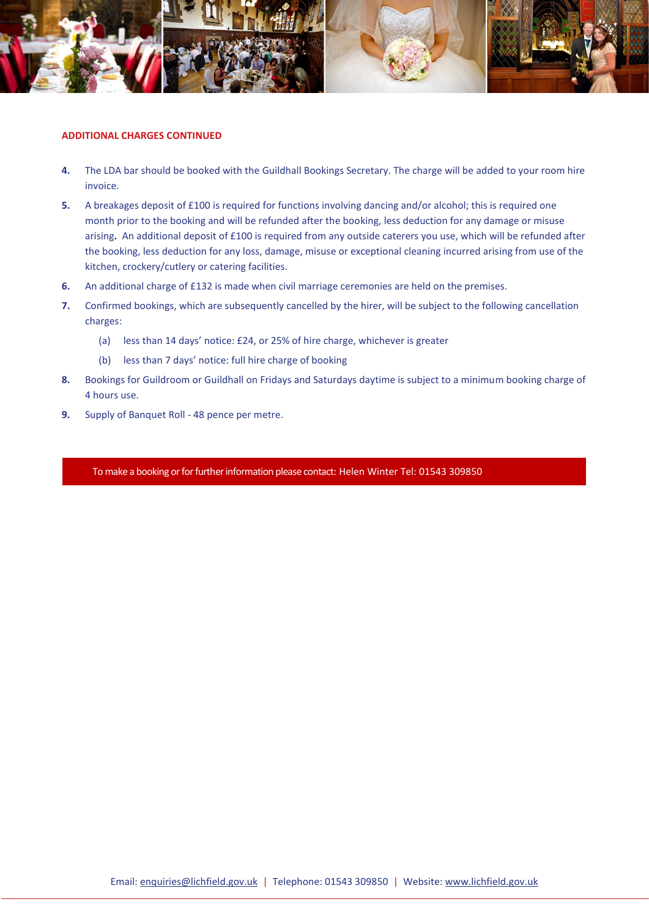## ADDITIONAL CHARGES CONTINUED

4. The LDA bar should be booked with the Guildhall Bookings Secretary. The charge will be added to your room hire invoice.
5. A breakages deposit of £100 is required for functions involving dancing and/or alcohol; this is required one month prior to the booking and will be refunded after the booking, less deduction for any damage or misuse arising**.** An additional deposit of £100 is required from any outside caterers you use, which will be refunded after the booking, less deduction for any loss, damage, misuse or exceptional cleaning incurred arising from use of the kitchen, crockery/cutlery or catering facilities.
6. An additional charge of £132 is made when civil marriage ceremonies are held on the premises.
7. Confirmed bookings, which are subsequently cancelled by the hirer, will be subject to the following cancellation charges:
   - (a) less than 14 days' notice: £24, or 25% of hire charge, whichever is greater
   - (b) less than 7 days' notice: full hire charge of booking
8. Bookings for Guildroom or Guildhall on Fridays and Saturdays daytime is subject to a minimum booking charge of 4 hours use.
9. Supply of Banquet Roll - 48 pence per metre.

To make a booking or for further information please contact: Helen Winter Tel: 01543 309850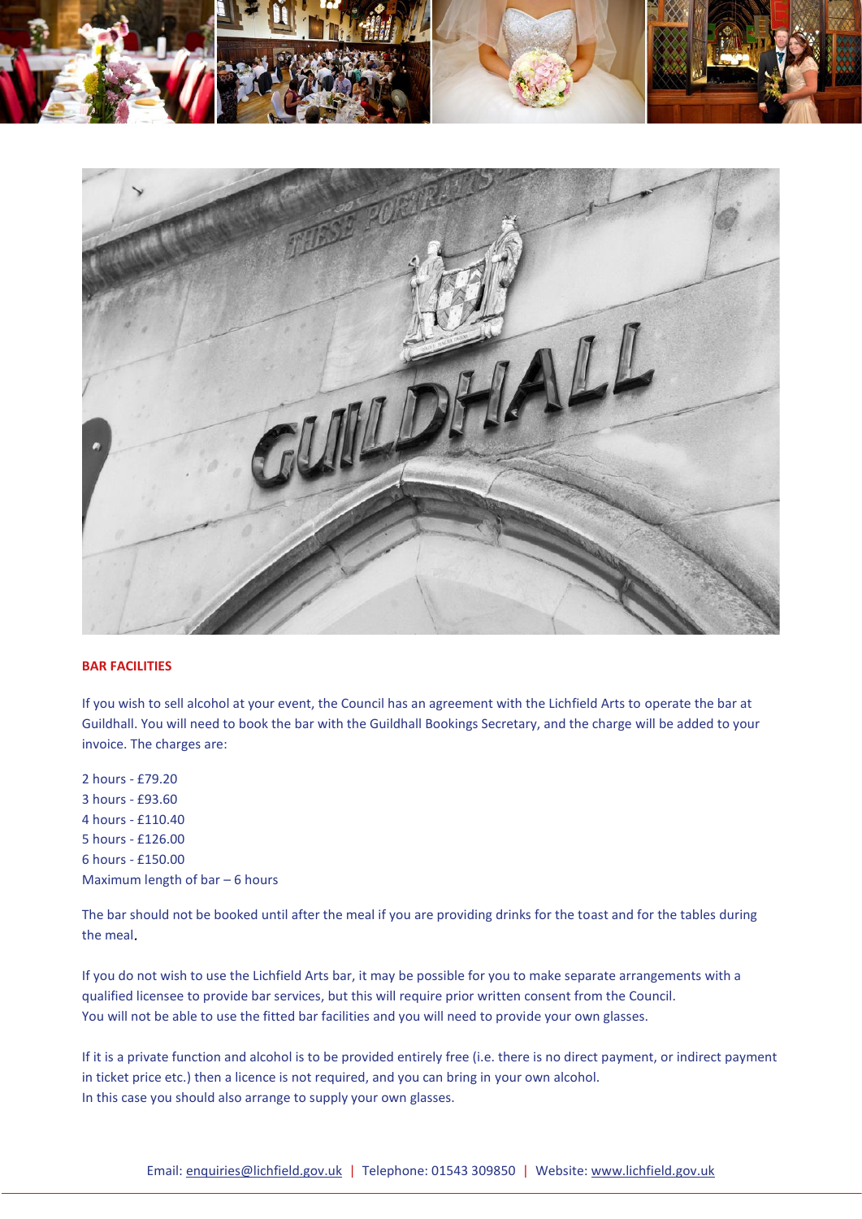## BAR FACILITIES

If you wish to sell alcohol at your event, the Council has an agreement with the Lichfield Arts to operate the bar at Guildhall. You will need to book the bar with the Guildhall Bookings Secretary, and the charge will be added to your invoice. The charges are:

2 hours - £79.20
3 hours - £93.60
4 hours - £110.40
5 hours - £126.00
6 hours - £150.00
Maximum length of bar – 6 hours

The bar should not be booked until after the meal if you are providing drinks for the toast and for the tables during the meal.

If you do not wish to use the Lichfield Arts bar, it may be possible for you to make separate arrangements with a qualified licensee to provide bar services, but this will require prior written consent from the Council.
You will not be able to use the fitted bar facilities and you will need to provide your own glasses.

If it is a private function and alcohol is to be provided entirely free (i.e. there is no direct payment, or indirect payment in ticket price etc.) then a licence is not required, and you can bring in your own alcohol.
In this case you should also arrange to supply your own glasses.

Email: enquiries@lichfield.gov.uk | Telephone: 01543 309850 | Website: www.lichfield.gov.uk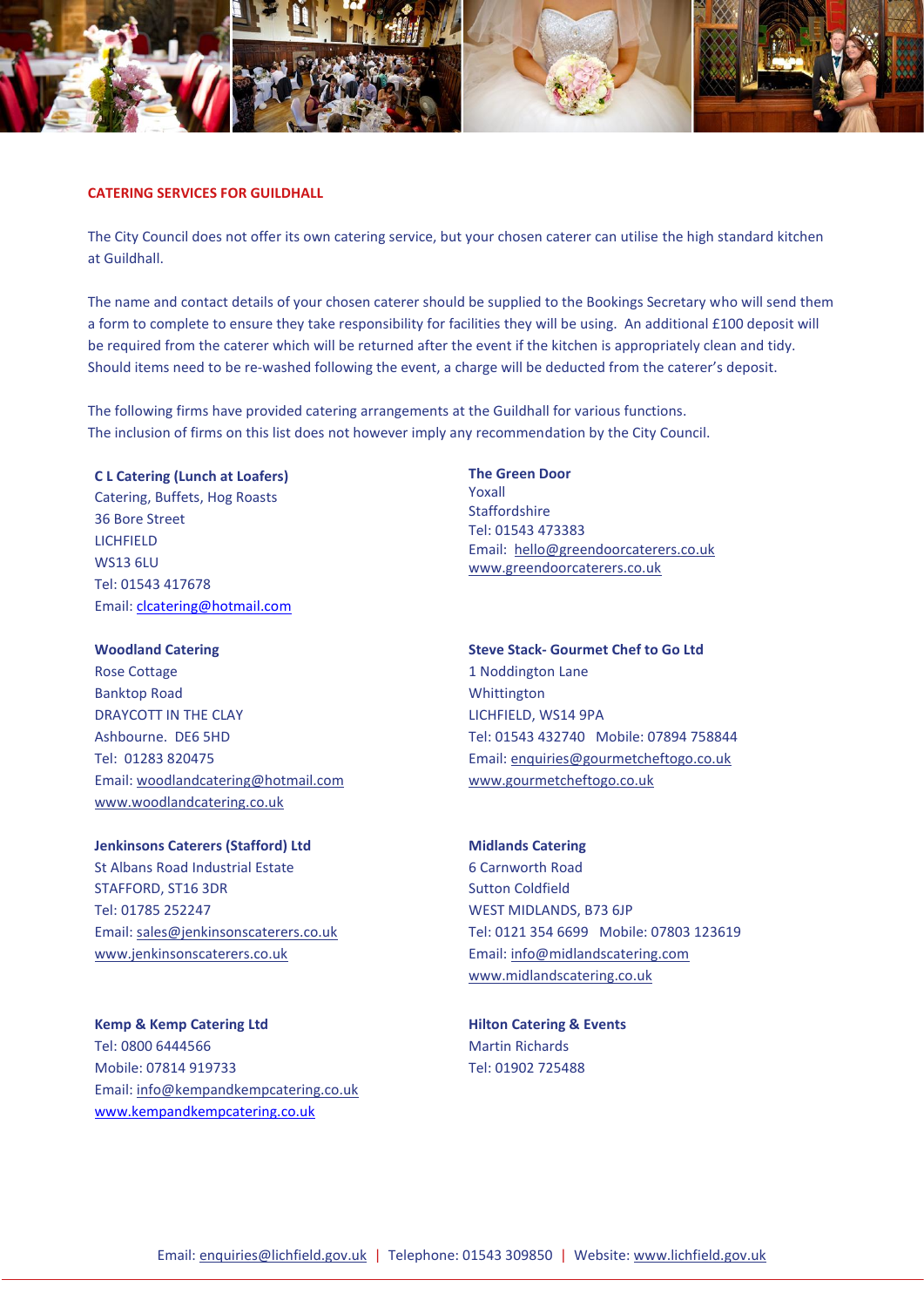## CATERING SERVICES FOR GUILDHALL

The City Council does not offer its own catering service, but your chosen caterer can utilise the high standard kitchen at Guildhall.

The name and contact details of your chosen caterer should be supplied to the Bookings Secretary who will send them a form to complete to ensure they take responsibility for facilities they will be using. An additional £100 deposit will be required from the caterer which will be returned after the event if the kitchen is appropriately clean and tidy. Should items need to be re-washed following the event, a charge will be deducted from the caterer's deposit.

The following firms have provided catering arrangements at the Guildhall for various functions.
The inclusion of firms on this list does not however imply any recommendation by the City Council.

**C L Catering (Lunch at Loafers)**
Catering, Buffets, Hog Roasts
36 Bore Street
LICHFIELD
WS13 6LU
Tel: 01543 417678
Email: clcatering@hotmail.com

**The Green Door**
Yoxall
Staffordshire
Tel: 01543 473383
Email: hello@greendoorcaterers.co.uk
www.greendoorcaterers.co.uk

**Woodland Catering**
Rose Cottage
Banktop Road
DRAYCOTT IN THE CLAY
Ashbourne. DE6 5HD
Tel: 01283 820475
Email: woodlandcatering@hotmail.com
www.woodlandcatering.co.uk

**Steve Stack- Gourmet Chef to Go Ltd**
1 Noddington Lane
Whittington
LICHFIELD, WS14 9PA
Tel: 01543 432740 Mobile: 07894 758844
Email: enquiries@gourmetcheftogo.co.uk
www.gourmetcheftogo.co.uk

**Jenkinsons Caterers (Stafford) Ltd**
St Albans Road Industrial Estate
STAFFORD, ST16 3DR
Tel: 01785 252247
Email: sales@jenkinsonscaterers.co.uk
www.jenkinsonscaterers.co.uk

**Midlands Catering**
6 Carnworth Road
Sutton Coldfield
WEST MIDLANDS, B73 6JP
Tel: 0121 354 6699 Mobile: 07803 123619
Email: info@midlandscatering.com
www.midlandscatering.co.uk

**Kemp & Kemp Catering Ltd**
Tel: 0800 6444566
Mobile: 07814 919733
Email: info@kempandkempcatering.co.uk
www.kempandkempcatering.co.uk

**Hilton Catering & Events**
Martin Richards
Tel: 01902 725488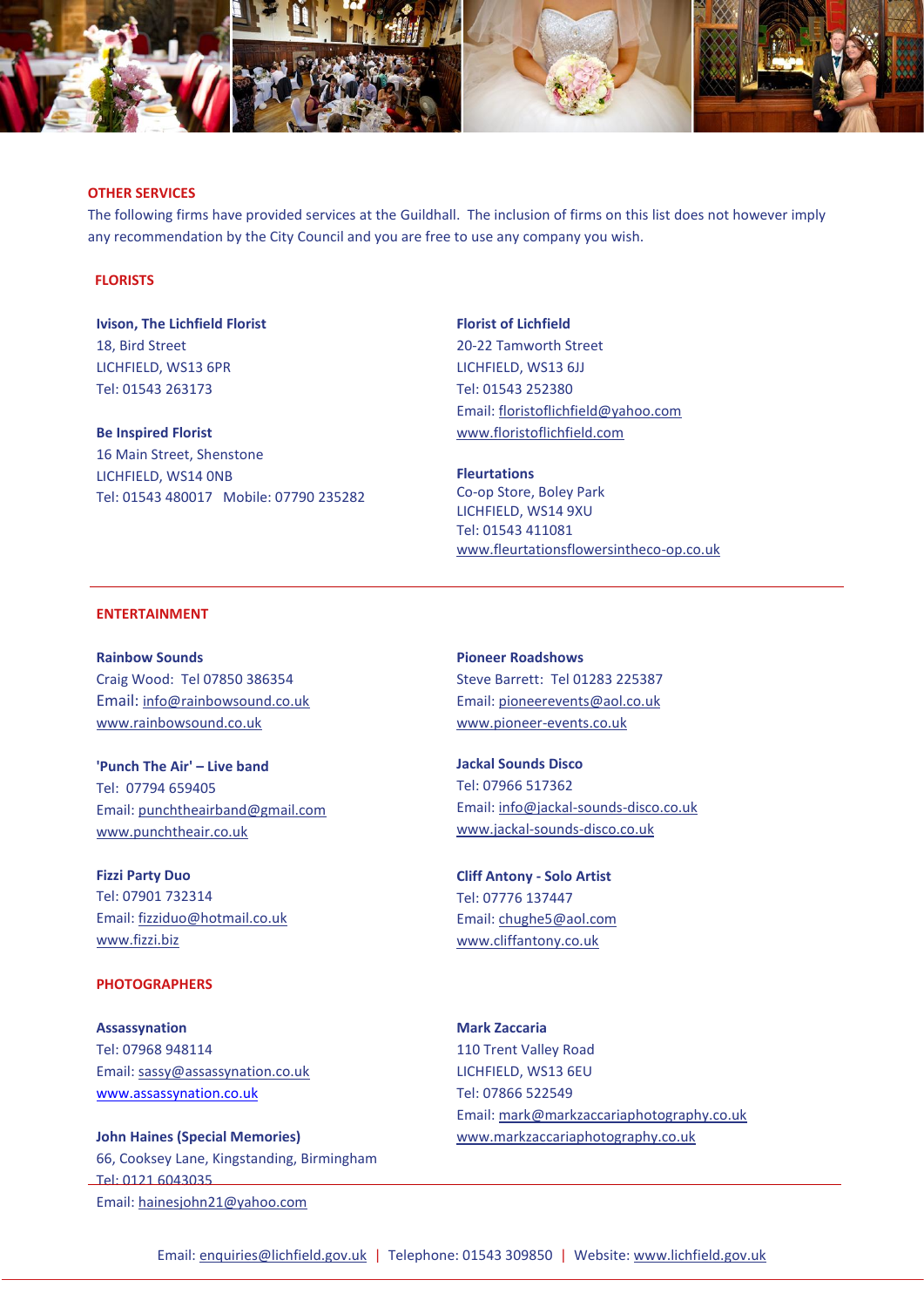## OTHER SERVICES

The following firms have provided services at the Guildhall. The inclusion of firms on this list does not however imply any recommendation by the City Council and you are free to use any company you wish.

### FLORISTS

**Ivison, The Lichfield Florist**
18, Bird Street
LICHFIELD, WS13 6PR
Tel: 01543 263173

**Be Inspired Florist**
16 Main Street, Shenstone
LICHFIELD, WS14 0NB
Tel: 01543 480017 Mobile: 07790 235282

**Florist of Lichfield**
20-22 Tamworth Street
LICHFIELD, WS13 6JJ
Tel: 01543 252380
Email: floristoflichfield@yahoo.com
www.floristoflichfield.com

**Fleurtations**
Co-op Store, Boley Park
LICHFIELD, WS14 9XU
Tel: 01543 411081
www.fleurtationsflowersintheco-op.co.uk

### ENTERTAINMENT

**Rainbow Sounds**
Craig Wood: Tel 07850 386354
Email: info@rainbowsound.co.uk
www.rainbowsound.co.uk

**'Punch The Air' – Live band**
Tel: 07794 659405
Email: punchtheairband@gmail.com
www.punchtheair.co.uk

**Fizzi Party Duo**
Tel: 07901 732314
Email: fizziduo@hotmail.co.uk
www.fizzi.biz

**Pioneer Roadshows**
Steve Barrett: Tel 01283 225387
Email: pioneerevents@aol.co.uk
www.pioneer-events.co.uk

**Jackal Sounds Disco**
Tel: 07966 517362
Email: info@jackal-sounds-disco.co.uk
www.jackal-sounds-disco.co.uk

**Cliff Antony - Solo Artist**
Tel: 07776 137447
Email: chughe5@aol.com
www.cliffantony.co.uk

### PHOTOGRAPHERS

**Assassynation**
Tel: 07968 948114
Email: sassy@assassynation.co.uk
www.assassynation.co.uk

**John Haines (Special Memories)**
66, Cooksey Lane, Kingstanding, Birmingham
Tel: 0121 6043035
Email: hainesjohn21@yahoo.com

**Mark Zaccaria**
110 Trent Valley Road
LICHFIELD, WS13 6EU
Tel: 07866 522549
Email: mark@markzaccariaphotography.co.uk
www.markzaccariaphotography.co.uk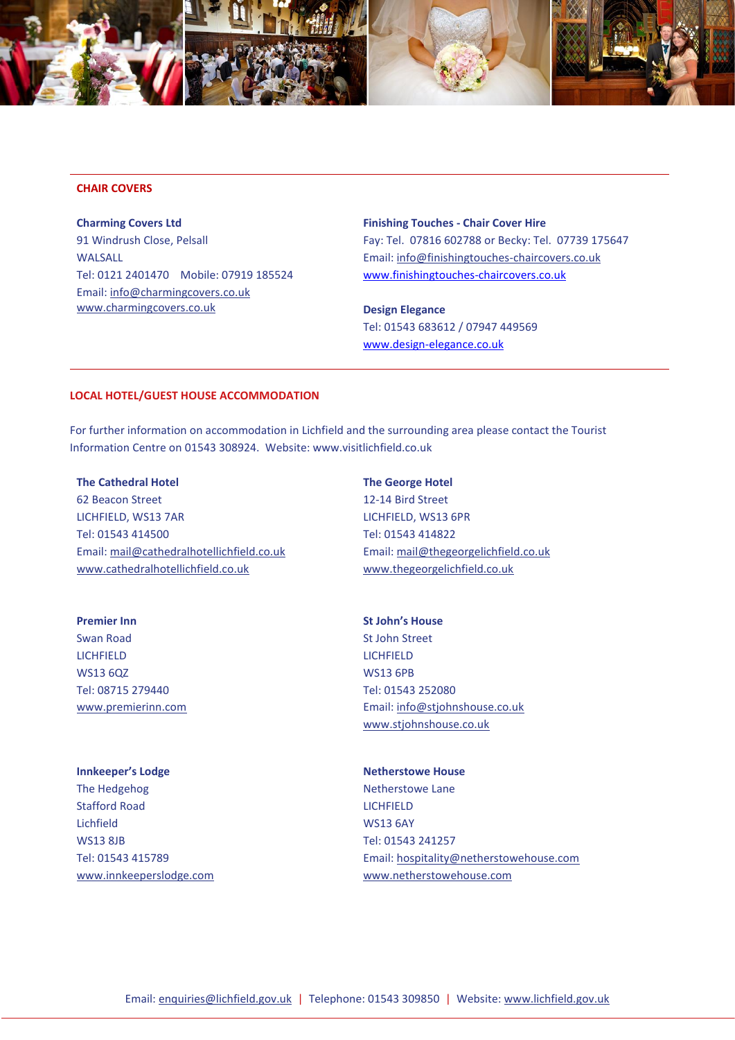## CHAIR COVERS

**Charming Covers Ltd**
91 Windrush Close, Pelsall
WALSALL
Tel: 0121 2401470 Mobile: 07919 185524
Email: info@charmingcovers.co.uk
www.charmingcovers.co.uk

**Finishing Touches - Chair Cover Hire**
Fay: Tel. 07816 602788 or Becky: Tel. 07739 175647
Email: info@finishingtouches-chaircovers.co.uk
www.finishingtouches-chaircovers.co.uk

**Design Elegance**
Tel: 01543 683612 / 07947 449569
www.design-elegance.co.uk

## LOCAL HOTEL/GUEST HOUSE ACCOMMODATION

For further information on accommodation in Lichfield and the surrounding area please contact the Tourist Information Centre on 01543 308924. Website: www.visitlichfield.co.uk

**The Cathedral Hotel**
62 Beacon Street
LICHFIELD, WS13 7AR
Tel: 01543 414500
Email: mail@cathedralhotellichfield.co.uk
www.cathedralhotellichfield.co.uk

**The George Hotel**
12-14 Bird Street
LICHFIELD, WS13 6PR
Tel: 01543 414822
Email: mail@thegeorgelichfield.co.uk
www.thegeorgelichfield.co.uk

**Premier Inn**
Swan Road
LICHFIELD
WS13 6QZ
Tel: 08715 279440
www.premierinn.com

**St John's House**
St John Street
LICHFIELD
WS13 6PB
Tel: 01543 252080
Email: info@stjohnshouse.co.uk
www.stjohnshouse.co.uk

**Innkeeper's Lodge**
The Hedgehog
Stafford Road
Lichfield
WS13 8JB
Tel: 01543 415789
www.innkeeperslodge.com

**Netherstowe House**
Netherstowe Lane
LICHFIELD
WS13 6AY
Tel: 01543 241257
Email: hospitality@netherstowehouse.com
www.netherstowehouse.com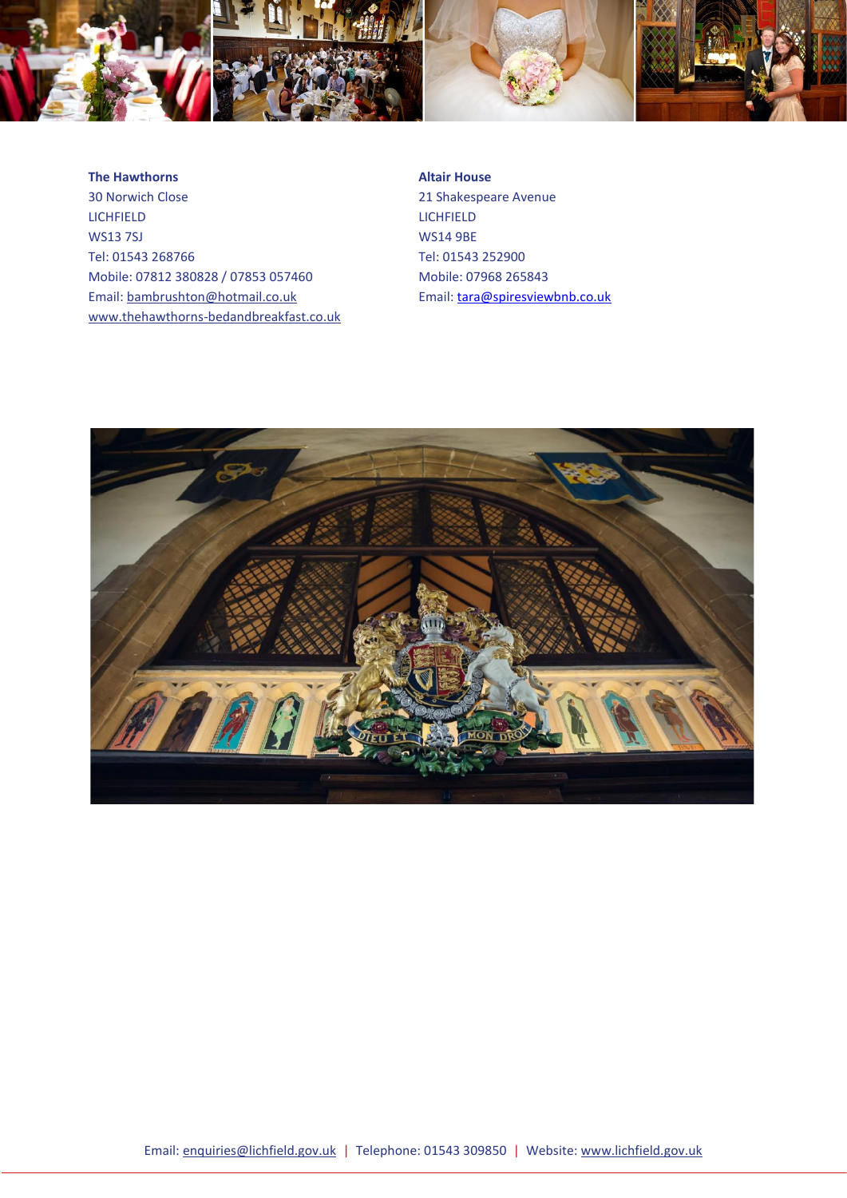**The Hawthorns**
30 Norwich Close
LICHFIELD
WS13 7SJ
Tel: 01543 268766
Mobile: 07812 380828 / 07853 057460
Email: bambrushton@hotmail.co.uk
www.thehawthorns-bedandbreakfast.co.uk

**Altair House**
21 Shakespeare Avenue
LICHFIELD
WS14 9BE
Tel: 01543 252900
Mobile: 07968 265843
Email: tara@spiresviewbnb.co.uk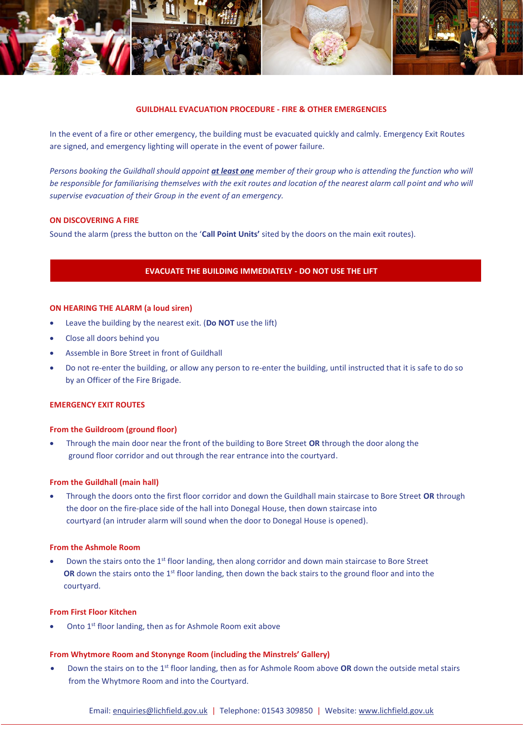## GUILDHALL EVACUATION PROCEDURE - FIRE & OTHER EMERGENCIES

In the event of a fire or other emergency, the building must be evacuated quickly and calmly. Emergency Exit Routes are signed, and emergency lighting will operate in the event of power failure.

*Persons booking the Guildhall should appoint* ***at least one*** *member of their group who is attending the function who will be responsible for familiarising themselves with the exit routes and location of the nearest alarm call point and who will supervise evacuation of their Group in the event of an emergency.*

### ON DISCOVERING A FIRE

Sound the alarm (press the button on the '**Call Point Units'** sited by the doors on the main exit routes).

**EVACUATE THE BUILDING IMMEDIATELY - DO NOT USE THE LIFT**

### ON HEARING THE ALARM (a loud siren)

- Leave the building by the nearest exit. (**Do NOT** use the lift)
- Close all doors behind you
- Assemble in Bore Street in front of Guildhall
- Do not re-enter the building, or allow any person to re-enter the building, until instructed that it is safe to do so by an Officer of the Fire Brigade.

### EMERGENCY EXIT ROUTES

#### From the Guildroom (ground floor)

- Through the main door near the front of the building to Bore Street **OR** through the door along the ground floor corridor and out through the rear entrance into the courtyard.

#### From the Guildhall (main hall)

- Through the doors onto the first floor corridor and down the Guildhall main staircase to Bore Street **OR** through the door on the fire-place side of the hall into Donegal House, then down staircase into courtyard (an intruder alarm will sound when the door to Donegal House is opened).

#### From the Ashmole Room

- Down the stairs onto the 1st floor landing, then along corridor and down main staircase to Bore Street **OR** down the stairs onto the 1st floor landing, then down the back stairs to the ground floor and into the courtyard.

#### From First Floor Kitchen

- Onto 1st floor landing, then as for Ashmole Room exit above

#### From Whytmore Room and Stonynge Room (including the Minstrels' Gallery)

- Down the stairs on to the 1st floor landing, then as for Ashmole Room above **OR** down the outside metal stairs from the Whytmore Room and into the Courtyard.

Email: enquiries@lichfield.gov.uk | Telephone: 01543 309850 | Website: www.lichfield.gov.uk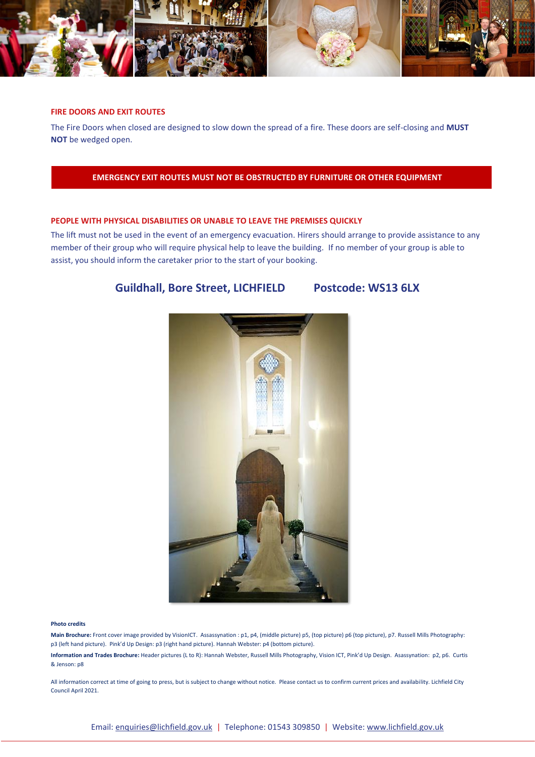## FIRE DOORS AND EXIT ROUTES

The Fire Doors when closed are designed to slow down the spread of a fire. These doors are self-closing and **MUST NOT** be wedged open.

**EMERGENCY EXIT ROUTES MUST NOT BE OBSTRUCTED BY FURNITURE OR OTHER EQUIPMENT**

## PEOPLE WITH PHYSICAL DISABILITIES OR UNABLE TO LEAVE THE PREMISES QUICKLY

The lift must not be used in the event of an emergency evacuation. Hirers should arrange to provide assistance to any member of their group who will require physical help to leave the building. If no member of your group is able to assist, you should inform the caretaker prior to the start of your booking.

**Guildhall, Bore Street, LICHFIELD    Postcode: WS13 6LX**

**Photo credits**

**Main Brochure:** Front cover image provided by VisionICT. Assassynation : p1, p4, (middle picture) p5, (top picture) p6 (top picture), p7. Russell Mills Photography: p3 (left hand picture). Pink'd Up Design: p3 (right hand picture). Hannah Webster: p4 (bottom picture).

**Information and Trades Brochure:** Header pictures (L to R): Hannah Webster, Russell Mills Photography, Vision ICT, Pink'd Up Design. Asassynation: p2, p6. Curtis & Jenson: p8

All information correct at time of going to press, but is subject to change without notice. Please contact us to confirm current prices and availability. Lichfield City Council April 2021.

Email: enquiries@lichfield.gov.uk | Telephone: 01543 309850 | Website: www.lichfield.gov.uk